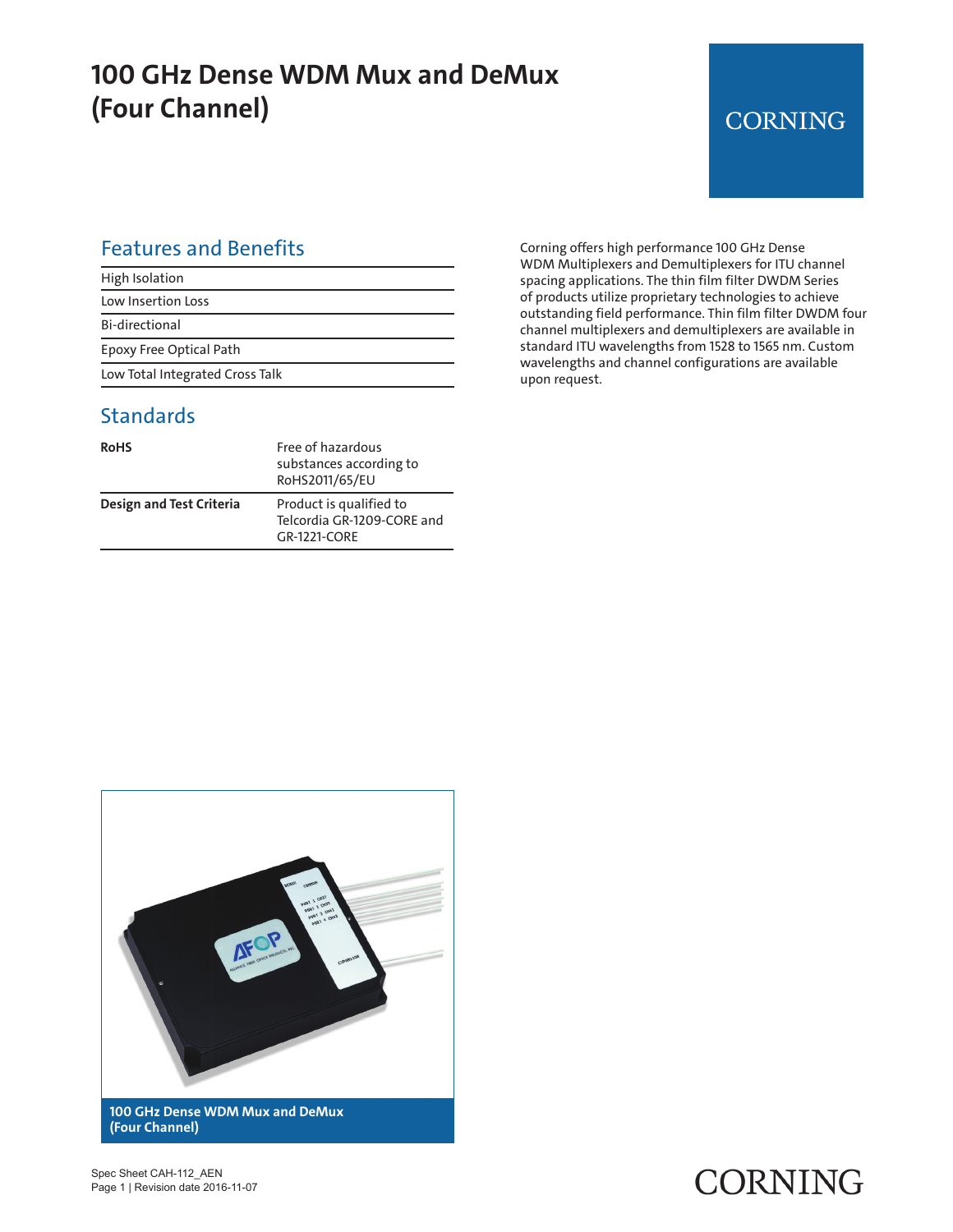# 100 GHz Dense WDM Mux and DeMux (Four Channel)

CORNING

Corning offers high performance 100 GHz Dense WDM Multiplexers and Demultiplexers for ITU channel spacing applications. The thin film filter DWDM Series of products utilize proprietary technologies to achieve outstanding field performance. Thin film filter DWDM four channel multiplexers and demultiplexers are available in standard ITU wavelengths from 1528 to 1565 nm. Custom wavelengths and channel configurations are available upon request.

## Features and Benefits

- High Isolation
- Low Insertion Loss
- Bi-directional
- Epoxy Free Optical Path
- Low Total Integrated Cross Talk

## Standards

| | |
|---|---|
| **RoHS** | Free of hazardous substances according to RoHS2011/65/EU |
| **Design and Test Criteria** | Product is qualified to Telcordia GR-1209-CORE and GR-1221-CORE |

**100 GHz Dense WDM Mux and DeMux (Four Channel)**

Spec Sheet CAH-112_AEN
Page 1 | Revision date 2016-11-07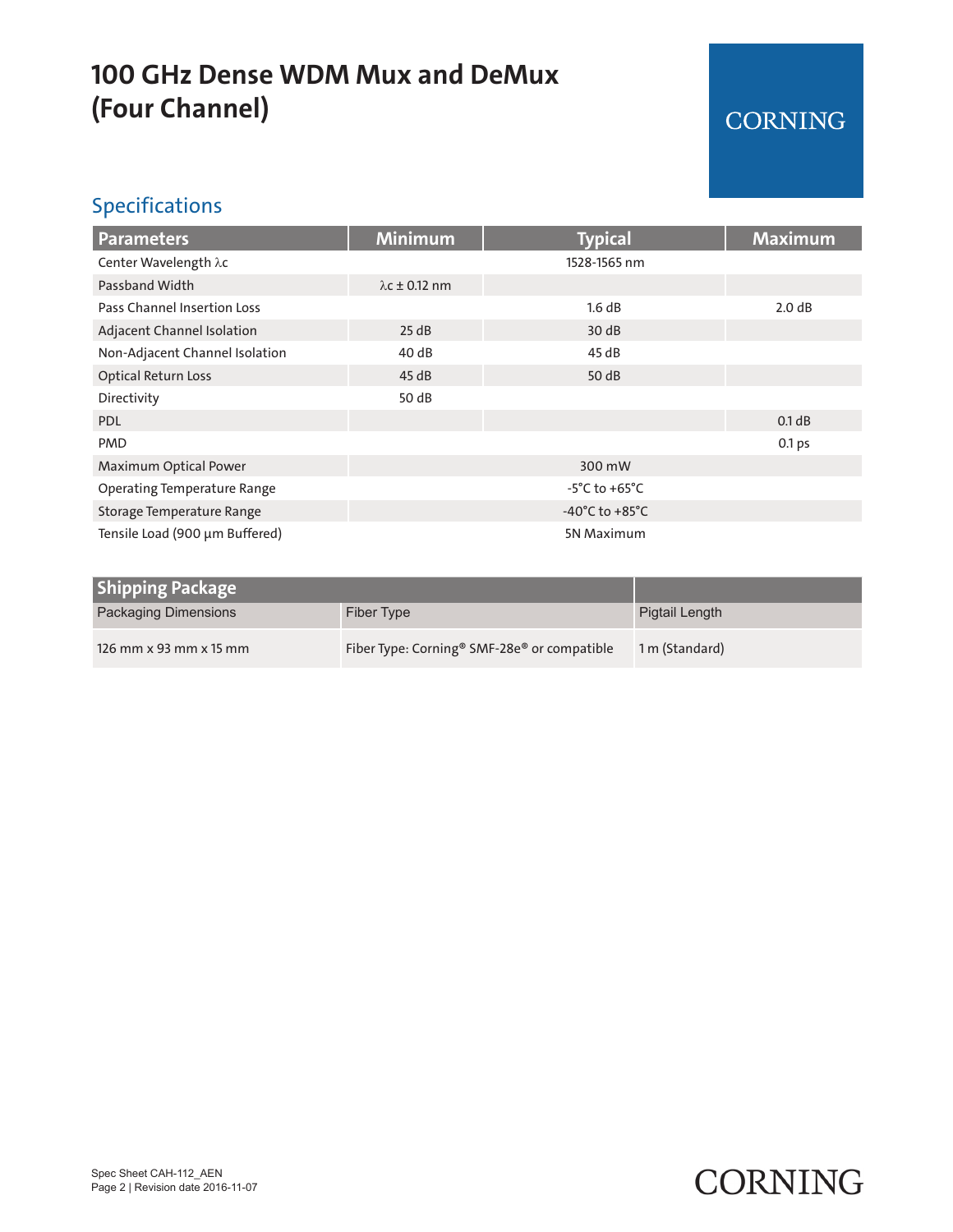# 100 GHz Dense WDM Mux and DeMux (Four Channel)

## Specifications

| Parameters | Minimum | Typical | Maximum |
|---|---|---|---|
| Center Wavelength λc | | 1528-1565 nm | |
| Passband Width | λc ± 0.12 nm | | |
| Pass Channel Insertion Loss | | 1.6 dB | 2.0 dB |
| Adjacent Channel Isolation | 25 dB | 30 dB | |
| Non-Adjacent Channel Isolation | 40 dB | 45 dB | |
| Optical Return Loss | 45 dB | 50 dB | |
| Directivity | 50 dB | | |
| PDL | | | 0.1 dB |
| PMD | | | 0.1 ps |
| Maximum Optical Power | | 300 mW | |
| Operating Temperature Range | | -5°C to +65°C | |
| Storage Temperature Range | | -40°C to +85°C | |
| Tensile Load (900 µm Buffered) | | 5N Maximum | |

| Shipping Package | | |
|---|---|---|
| Packaging Dimensions | Fiber Type | Pigtail Length |
| 126 mm x 93 mm x 15 mm | Fiber Type: Corning® SMF-28e® or compatible | 1 m (Standard) |

Spec Sheet CAH-112_AEN
Revision date 2016-11-07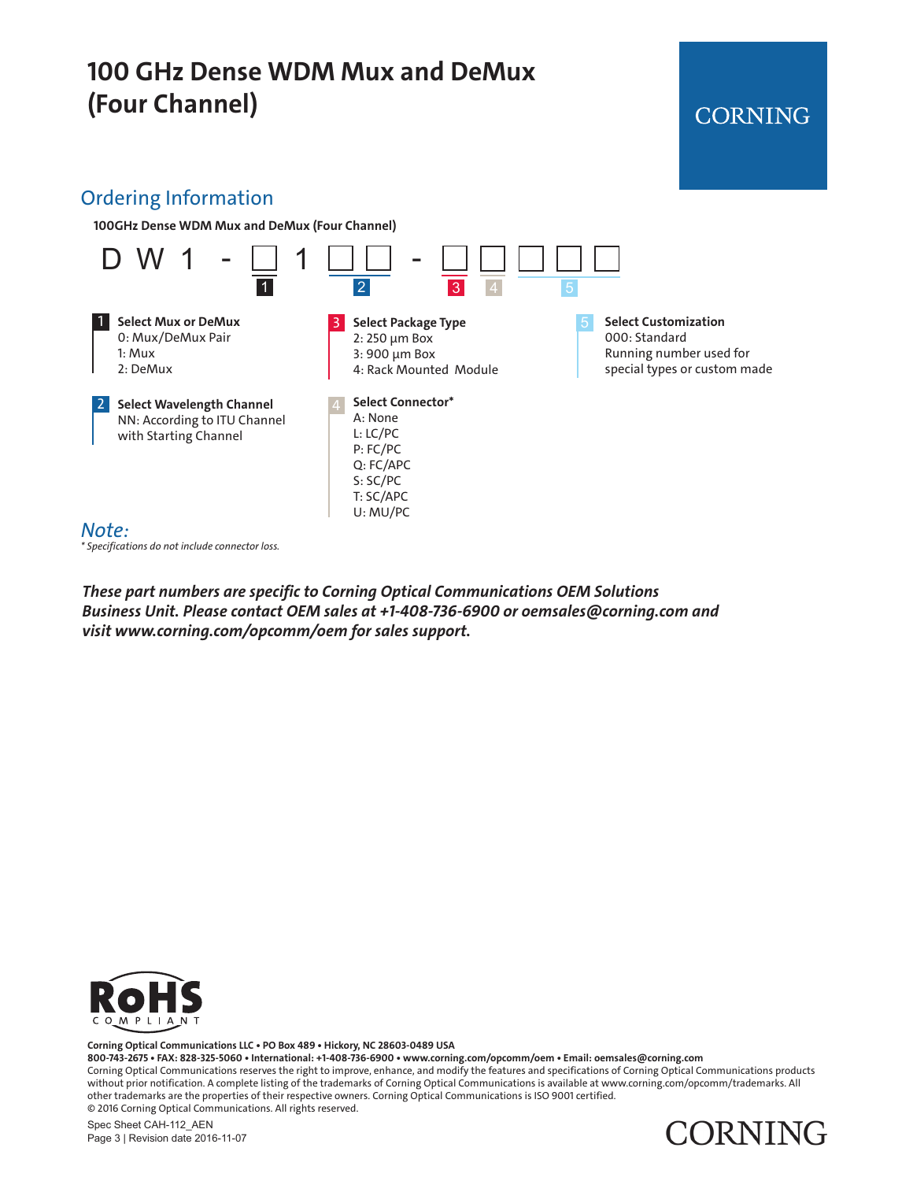# 100 GHz Dense WDM Mux and DeMux (Four Channel)

CORNING

## Ordering Information

**100GHz Dense WDM Mux and DeMux (Four Channel)**

D W 1 - □ 1 □ □ - □ □ □ □ □

(Box groups: 1 = first box; 2 = two boxes after "1"; 3 = first box after second dash; 4 = second box; 5 = last three boxes)

**1 Select Mux or DeMux**
0: Mux/DeMux Pair
1: Mux
2: DeMux

**2 Select Wavelength Channel**
NN: According to ITU Channel with Starting Channel

**3 Select Package Type**
2: 250 µm Box
3: 900 µm Box
4: Rack Mounted Module

**4 Select Connector***
A: None
L: LC/PC
P: FC/PC
Q: FC/APC
S: SC/PC
T: SC/APC
U: MU/PC

**5 Select Customization**
000: Standard
Running number used for special types or custom made

### *Note:*

*\* Specifications do not include connector loss.*

***These part numbers are specific to Corning Optical Communications OEM Solutions Business Unit. Please contact OEM sales at +1-408-736-6900 or oemsales@corning.com and visit www.corning.com/opcomm/oem for sales support.***

RoHS COMPLIANT

**Corning Optical Communications LLC • PO Box 489 • Hickory, NC 28603-0489 USA**
**800-743-2675 • FAX: 828-325-5060 • International: +1-408-736-6900 • www.corning.com/opcomm/oem • Email: oemsales@corning.com**
Corning Optical Communications reserves the right to improve, enhance, and modify the features and specifications of Corning Optical Communications products without prior notification. A complete listing of the trademarks of Corning Optical Communications is available at www.corning.com/opcomm/trademarks. All other trademarks are the properties of their respective owners. Corning Optical Communications is ISO 9001 certified.
© 2016 Corning Optical Communications. All rights reserved.

Spec Sheet CAH-112_AEN
Page 3 | Revision date 2016-11-07

CORNING